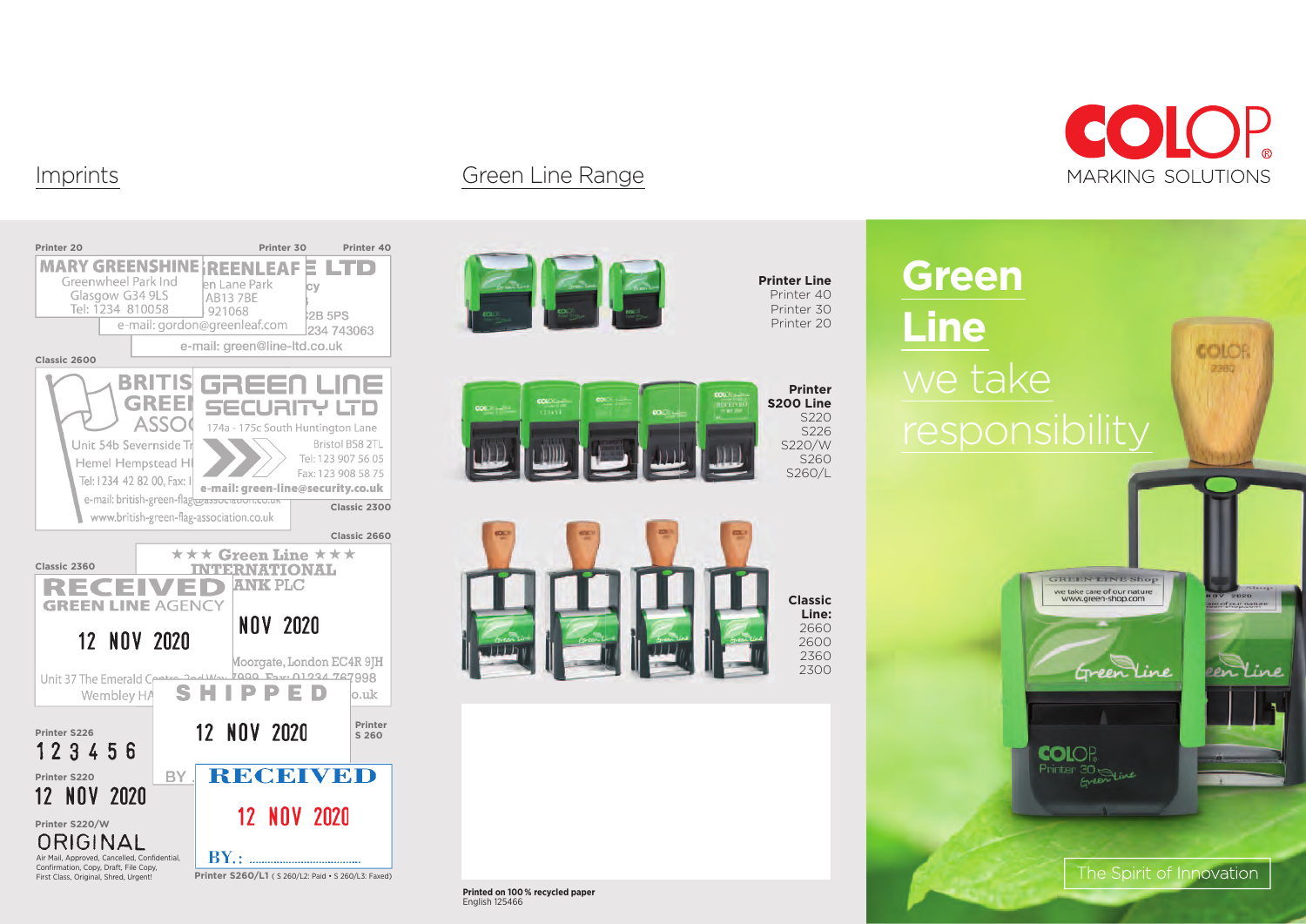COLOP
MARKING SOLUTIONS

## Imprints

Printer 20 · Printer 30 · Printer 40

MARY GREENSHINE
Greenwheel Park Ind
Glasgow G34 9LS
Tel: 1234 810058
e-mail: gordon@greenleaf.com
e-mail: green@line-ltd.co.uk

Classic 2600

BRITISH GREEN ASSOC
Unit 54b Severnside Tr
Hemel Hempstead H
Tel: 1234 42 82 00, Fax:
e-mail: british-green-flag@association.co.uk
www.british-green-flag-association.co.uk

GREEN LINE SECURITY LTD
174a - 175c South Huntington Lane
Bristol BS8 2TL
Tel: 123 907 56 05
Fax: 123 908 58 75
e-mail: green-line@security.co.uk

Classic 2300

Classic 2660

★ ★ ★ Green Line ★ ★ ★
INTERNATIONAL
ANK PLC
NOV 2020
Moorgate, London EC4R 9JH

Classic 2360

RECEIVED
GREEN LINE AGENCY
12 NOV 2020
Unit 37 The Emerald C
Wembley HA

SHIPPED
12 NOV 2020
BY

Printer S 260

Printer S226
1 2 3 4 5 6

Printer S220
12 NOV 2020

Printer S220/W
ORIGINAL
Air Mail, Approved, Cancelled, Confidential, Confirmation, Copy, Draft, File Copy, First Class, Original, Shred, Urgent!

RECEIVED
12 NOV 2020
BY.: ..............................

Printer S260/L1 ( S 260/L2: Paid • S 260/L3: Faxed)

## Green Line Range

**Printer Line**
Printer 40
Printer 30
Printer 20

**Printer S200 Line**
S220
S226
S220/W
S260
S260/L

**Classic Line:**
2660
2600
2360
2300

**Printed on 100 % recycled paper**
English 125466

# Green Line we take responsibility

The Spirit of Innovation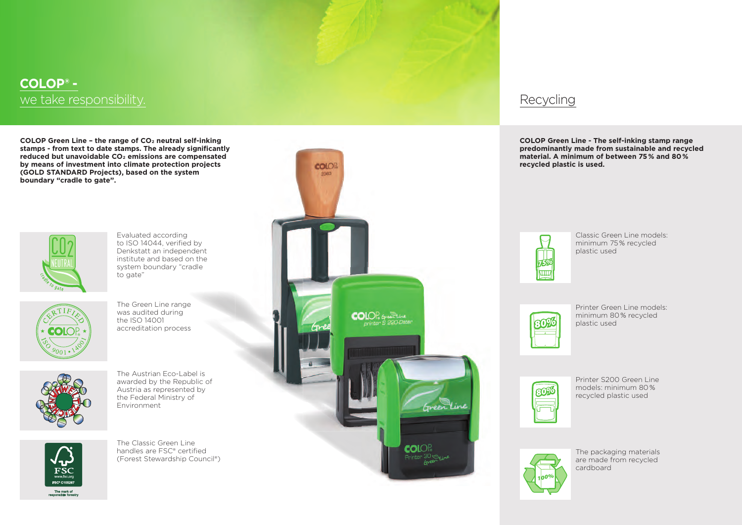# COLOP® - we take responsibility.

**COLOP Green Line – the range of $CO_2$ neutral self-inking stamps - from text to date stamps. The already significantly reduced but unavoidable $CO_2$ emissions are compensated by means of investment into climate protection projects (GOLD STANDARD Projects), based on the system boundary "cradle to gate".**

Evaluated according to ISO 14044, verified by Denkstatt an independent institute and based on the system boundary "cradle to gate"

The Green Line range was audited during the ISO 14001 accreditation process

The Austrian Eco-Label is awarded by the Republic of Austria as represented by the Federal Ministry of Environment

The Classic Green Line handles are FSC® certified (Forest Stewardship Council®)

# Recycling

**COLOP Green Line - The self-inking stamp range predominantly made from sustainable and recycled material. A minimum of between 75 % and 80 % recycled plastic is used.**

Classic Green Line models: minimum 75 % recycled plastic used

Printer Green Line models: minimum 80 % recycled plastic used

Printer S200 Green Line models: minimum 80 % recycled plastic used

The packaging materials are made from recycled cardboard